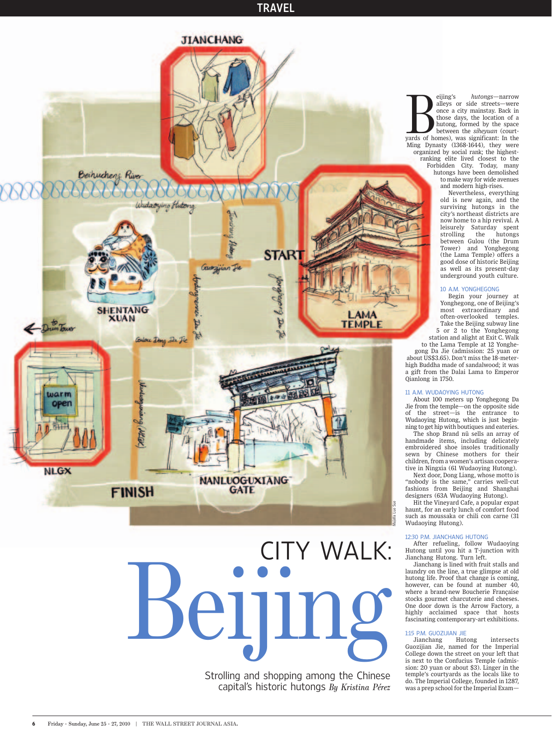# CITY WALK: Beijing

Strolling and shopping among the Chinese capital's historic hutongs *By Kristina Pérez*

Beijing's *hutongs*—narrow alleys or side streets—were once a city mainstay. Back in those days, the location of a hutong, formed by the space between the *siheyuan* (courtyards of homes), was significant: In the Ming Dynasty (1368-1644), they were organized by social rank; the highest-ranking elite lived closest to the Forbidden City. Today, many hutongs have been demolished to make way for wide avenues and modern high-rises.

Nevertheless, everything old is new again, and the surviving hutongs in the city's northeast districts are now home to a hip revival. A leisurely Saturday spent strolling the hutongs between Gulou (the Drum Tower) and Yonghegong (the Lama Temple) offers a good dose of historic Beijing as well as its present-day underground youth culture.

### 10 A.M. YONGHEGONG

Begin your journey at Yonghegong, one of Beijing's most extraordinary and often-overlooked temples. Take the Beijing subway line 5 or 2 to the Yonghegong station and alight at Exit C. Walk to the Lama Temple at 12 Yonghegong Da Jie (admission: 25 yuan or about US$3.65). Don't miss the 18-meter-high Buddha made of sandalwood; it was a gift from the Dalai Lama to Emperor Qianlong in 1750.

### 11 A.M. WUDAOYING HUTONG

About 100 meters up Yonghegong Da Jie from the temple—on the opposite side of the street—is the entrance to Wudaoying Hutong, which is just beginning to get hip with boutiques and eateries.

The shop Brand nü sells an array of handmade items, including delicately embroidered shoe insoles traditionally sewn by Chinese mothers for their children, from a women's artisan cooperative in Ningxia (61 Wudaoying Hutong).

Next door, Dong Liang, whose motto is "nobody is the same," carries well-cut fashions from Beijing and Shanghai designers (63A Wudaoying Hutong).

Hit the Vineyard Cafe, a popular expat haunt, for an early lunch of comfort food such as moussaka or chili con carne (31 Wudaoying Hutong).

### 12:30 P.M. JIANCHANG HUTONG

After refueling, follow Wudaoying Hutong until you hit a T-junction with Jianchang Hutong. Turn left.

Jianchang is lined with fruit stalls and laundry on the line, a true glimpse at old hutong life. Proof that change is coming, however, can be found at number 40, where a brand-new Boucherie Française stocks gourmet charcuterie and cheeses. One door down is the Arrow Factory, a highly acclaimed space that hosts fascinating contemporary-art exhibitions.

### 1:15 P.M. GUOZIJIAN JIE

Jianchang Hutong intersects Guozijian Jie, named for the Imperial College down the street on your left that is next to the Confucius Temple (admission: 20 yuan or about $3). Linger in the temple's courtyards as the locals like to do. The Imperial College, founded in 1287, was a prep school for the Imperial Exam—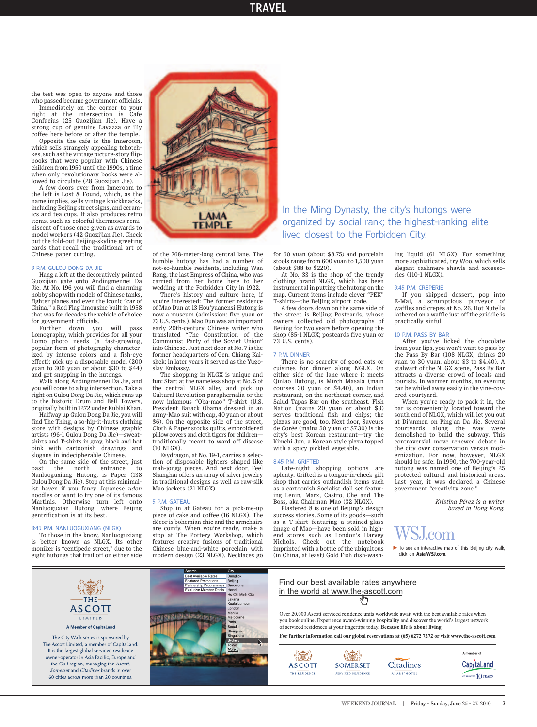the test was open to anyone and those who passed became government officials.

Immediately on the corner to your right at the intersection is Cafe Confucius (25 Guozijian Jie). Have a strong cup of genuine Lavazza or illy coffee here before or after the temple.

Opposite the cafe is the Inneroom, which sells strangely appealing tchotchkes, such as the vintage picture-story flipbooks that were popular with Chinese children from 1950 until the 1990s, a time when only revolutionary books were allowed to circulate (28 Guozijian Jie).

A few doors over from Inneroom to the left is Lost & Found, which, as the name implies, sells vintage knickknacks, including Beijing street signs, and ceramics and tea cups. It also produces retro items, such as colorful thermoses reminiscent of those once given as awards to model workers (42 Guozijian Jie). Check out the fold-out Beijing-skyline greeting cards that recall the traditional art of Chinese paper cutting.

### 3 P.M. GULOU DONG DA JIE

Hang a left at the decoratively painted Guozijian gate onto Andingmennei Da Jie. At No. 196 you will find a charming hobby shop with models of Chinese tanks, fighter planes and even the iconic "car of China," a Red Flag limousine built in 1958 that was for decades the vehicle of choice for government officials.

Further down you will pass Lomography, which provides for all your Lomo photo needs (a fast-growing, popular form of photography characterized by intense colors and a fish-eye effect); pick up a disposable model (200 yuan to 300 yuan or about $30 to $44) and get snapping in the hutongs.

Walk along Andingmennei Da Jie, and you will come to a big intersection. Take a right on Gulou Dong Da Jie, which runs up to the historic Drum and Bell Towers, originally built in 1272 under Kublai Khan.

Halfway up Gulou Dong Da Jie, you will find The Thing, a so-hip-it-hurts clothing store with designs by Chinese graphic artists (96-1 Gulou Dong Da Jie)—sweatshirts and T-shirts in gray, black and hot pink with cartoonish drawings and slogans in indecipherable Chinese.

On the same side of the street, just past the north entrance to Nanluoguxiang Hutong, is Paper (138 Gulou Dong Da Jie). Stop at this minimalist haven if you fancy Japanese *udon* noodles or want to try one of its famous Martinis. Otherwise turn left onto Nanluoguxian Hutong, where Beijing gentrification is at its best.

### 3:45 P.M. NANLUOGUXIANG (NLGX)

To those in the know, Nanluoguxiang is better known as NLGX. Its other moniker is "centipede street," due to the eight hutongs that trail off on either side of the 768-meter-long central lane. The humble hutong has had a number of not-so-humble residents, including Wan Rong, the last Empress of China, who was carried from her home here to her wedding at the Forbidden City in 1922.

There's history and culture here, if you're interested: The former residence of Mao Dun at 13 Hou'yuanensi Hutong is now a museum (admission: five yuan or 73 U.S. cents ). Mao Dun was an important early 20th-century Chinese writer who translated "The Constitution of the Communist Party of the Soviet Union" into Chinese. Just next door at No. 7 is the former headquarters of Gen. Chiang Kai-shek; in later years it served as the Yugoslav Embassy.

The shopping in NLGX is unique and fun: Start at the nameless shop at No. 5 of the central NLGX alley and pick up Cultural Revolution paraphernalia or the now infamous "Oba-mao" T-shirt (U.S. President Barack Obama dressed in an army-Mao suit with cap, 40 yuan or about $6). On the opposite side of the street, Cloth & Paper stocks quilts, embroidered pillow covers and cloth tigers for children—traditionally meant to ward off disease (10 NLGX).

Esydragon, at No. 19-1, carries a selection of disposable lighters shaped like mah-jongg pieces. And next door, Feel Shanghai offers an array of silver jewelry in traditional designs as well as raw-silk Mao jackets (21 NLGX).

### 5 P.M. GATEAU

Stop in at Gateau for a pick-me-up piece of cake and coffee (16 NLGX). The décor is bohemian chic and the armchairs are comfy. When you're ready, make a stop at The Pottery Workshop, which features creative fusions of traditional Chinese blue-and-white porcelain with modern design (23 NLGX). Necklaces go for 60 yuan (about $8.75) and porcelain stools range from 600 yuan to 1,500 yuan (about $88 to $220).

At No. 33 is the shop of the trendy clothing brand NLGX, which has been instrumental in putting the hutong on the map. Current items include clever "PEK" T-shirts—the Beijing airport code.

A few doors down on the same side of the street is Beijing Postcards, whose owners collected old photographs of Beijing for two years before opening the shop (85-1 NLGX; postcards five yuan or 73 U.S. cents).

> In the Ming Dynasty, the city's hutongs were organized by social rank; the highest-ranking elite lived closest to the Forbidden City.

### 7 P.M. DINNER

There is no scarcity of good eats or cuisines for dinner along NGLX. On either side of the lane where it meets Qinlao Hutong, is Mirch Masala (main courses 30 yuan or $4.40), an Indian restaurant, on the northeast corner, and Salud Tapas Bar on the southeast. Fish Nation (mains 20 yuan or about $3) serves traditional fish and chips; the pizzas are good, too. Next door, Saveurs de Corée (mains 50 yuan or $7.30) is the city's best Korean restaurant—try the Kimchi Jun, a Korean style pizza topped with a spicy pickled vegetable.

### 8:45 P.M. GRIFTED

Late-night shopping options are aplenty. Grifted is a tongue-in-cheek gift shop that carries outlandish items such as a cartoonish Socialist doll set featuring Lenin, Marx, Castro, Che and The Boss, aka Chairman Mao (32 NLGX).

Plastered 8 is one of Beijing's design success stories. Some of its goods—such as a T-shirt featuring a stained-glass image of Mao—have been sold in high-end stores such as London's Harvey Nichols. Check out the notebook imprinted with a bottle of the ubiquitous (in China, at least) Gold Fish dish-washing liquid (61 NLGX). For something more sophisticated, try Woo, which sells elegant cashmere shawls and accessories (110-1 NLGX).

### 9:45 P.M. CREPERIE

If you skipped dessert, pop into E-Mai, a scrumptious purveyor of waffles and crepes at No. 26. Hot Nutella lathered on a waffle just off the griddle is practically sinful.

### 10 P.M. PASS BY BAR

After you've licked the chocolate from your lips, you won't want to pass by the Pass By Bar (108 NLGX; drinks 20 yuan to 30 yuan, about $3 to $4.40). A stalwart of the NLGX scene, Pass By Bar attracts a diverse crowd of locals and tourists. In warmer months, an evening can be whiled away easily in the vine-covered courtyard.

When you're ready to pack it in, the bar is conveniently located toward the south end of NLGX, which will let you out at Di'anmen on Ping'an Da Jie. Several courtyards along the way were demolished to build the subway. This controversial move renewed debate in the city over conservation versus modernization. For now, however, NLGX should be safe: In 1990, the 700-year-old hutong was named one of Beijing's 25 protected cultural and historical areas. Last year, it was declared a Chinese government "creativity zone."

*Kristina Pérez is a writer based in Hong Kong.*

WSJ.com

▶ To see an interactive map of this Beijing city walk, click on **Asia.WSJ.com**.